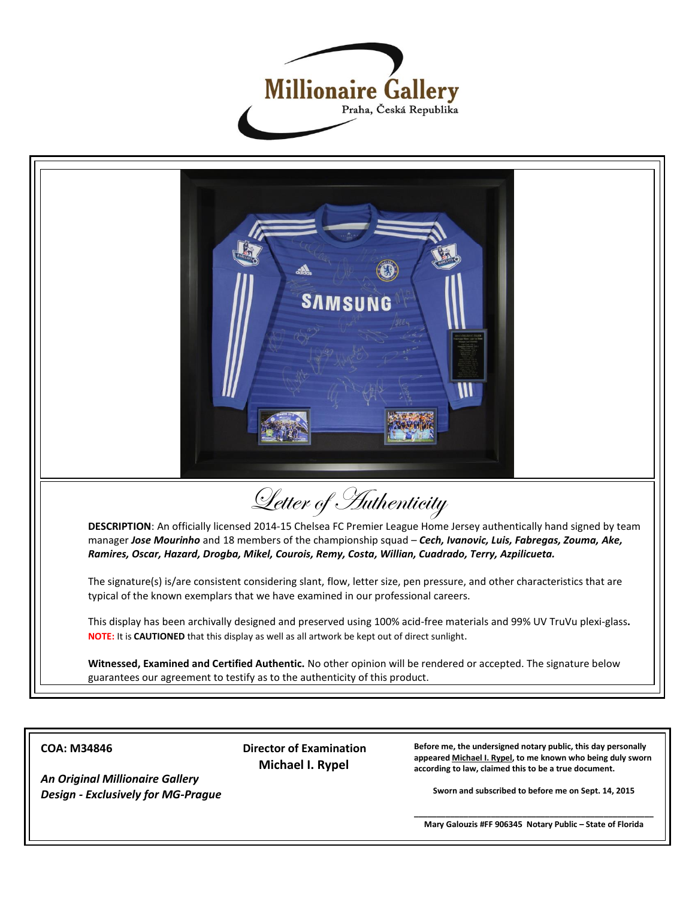# Millionaire Gallery

Praha, Česká Republika

## Letter of Authenticity

**DESCRIPTION**: An officially licensed 2014-15 Chelsea FC Premier League Home Jersey authentically hand signed by team manager ***Jose Mourinho*** and 18 members of the championship squad – ***Cech, Ivanovic, Luis, Fabregas, Zouma, Ake, Ramires, Oscar, Hazard, Drogba, Mikel, Courois, Remy, Costa, Willian, Cuadrado, Terry, Azpilicueta.***

The signature(s) is/are consistent considering slant, flow, letter size, pen pressure, and other characteristics that are typical of the known exemplars that we have examined in our professional careers.

This display has been archivally designed and preserved using 100% acid-free materials and 99% UV TruVu plexi-glass**.**
**NOTE:** It is **CAUTIONED** that this display as well as all artwork be kept out of direct sunlight.

**Witnessed, Examined and Certified Authentic.** No other opinion will be rendered or accepted. The signature below guarantees our agreement to testify as to the authenticity of this product.

**COA: M34846**

***An Original Millionaire Gallery Design - Exclusively for MG-Prague***

**Director of Examination**
**Michael I. Rypel**

**Before me, the undersigned notary public, this day personally appeared Michael I. Rypel, to me known who being duly sworn according to law, claimed this to be a true document.**

**Sworn and subscribed to before me on Sept. 14, 2015**

**Mary Galouzis #FF 906345 Notary Public – State of Florida**